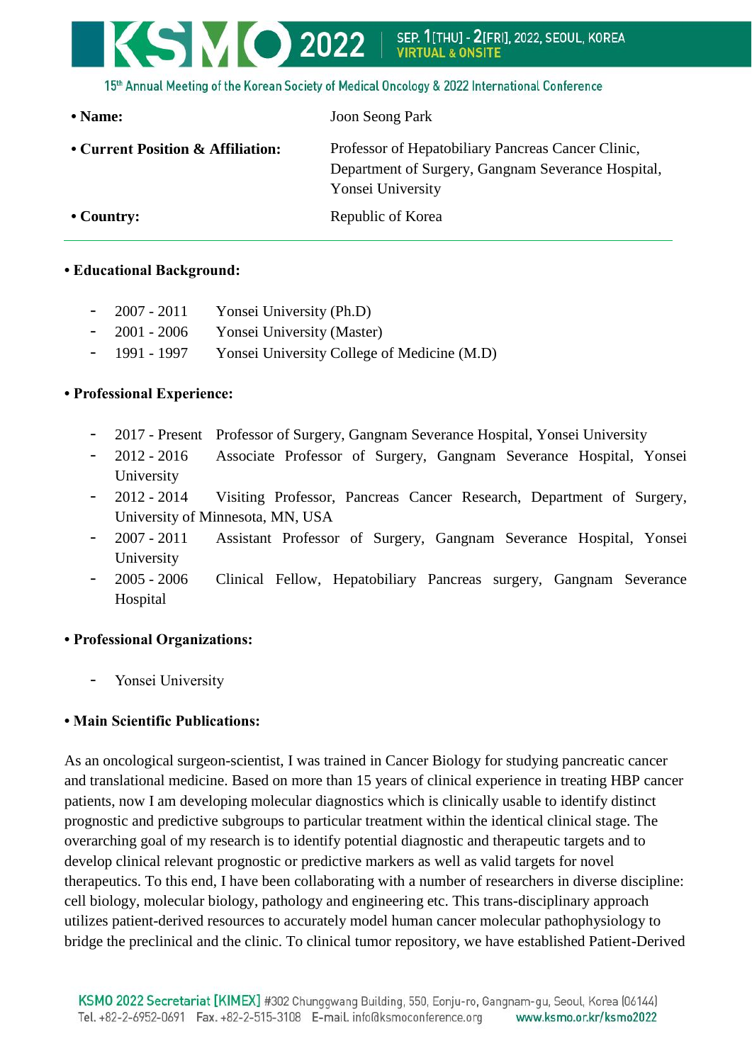- **Name:** Joon Seong Park
- **Current Position & Affiliation:** Professor of Hepatobiliary Pancreas Cancer Clinic, Department of Surgery, Gangnam Severance Hospital, Yonsei University
- **Country:** Republic of Korea

---

**• Educational Background:**

- 2007 - 2011 Yonsei University (Ph.D)
- 2001 - 2006 Yonsei University (Master)
- 1991 - 1997 Yonsei University College of Medicine (M.D)

**• Professional Experience:**

- 2017 - Present Professor of Surgery, Gangnam Severance Hospital, Yonsei University
- 2012 - 2016 Associate Professor of Surgery, Gangnam Severance Hospital, Yonsei University
- 2012 - 2014 Visiting Professor, Pancreas Cancer Research, Department of Surgery, University of Minnesota, MN, USA
- 2007 - 2011 Assistant Professor of Surgery, Gangnam Severance Hospital, Yonsei University
- 2005 - 2006 Clinical Fellow, Hepatobiliary Pancreas surgery, Gangnam Severance Hospital

**• Professional Organizations:**

- Yonsei University

**• Main Scientific Publications:**

As an oncological surgeon-scientist, I was trained in Cancer Biology for studying pancreatic cancer and translational medicine. Based on more than 15 years of clinical experience in treating HBP cancer patients, now I am developing molecular diagnostics which is clinically usable to identify distinct prognostic and predictive subgroups to particular treatment within the identical clinical stage. The overarching goal of my research is to identify potential diagnostic and therapeutic targets and to develop clinical relevant prognostic or predictive markers as well as valid targets for novel therapeutics. To this end, I have been collaborating with a number of researchers in diverse discipline: cell biology, molecular biology, pathology and engineering etc. This trans-disciplinary approach utilizes patient-derived resources to accurately model human cancer molecular pathophysiology to bridge the preclinical and the clinic. To clinical tumor repository, we have established Patient-Derived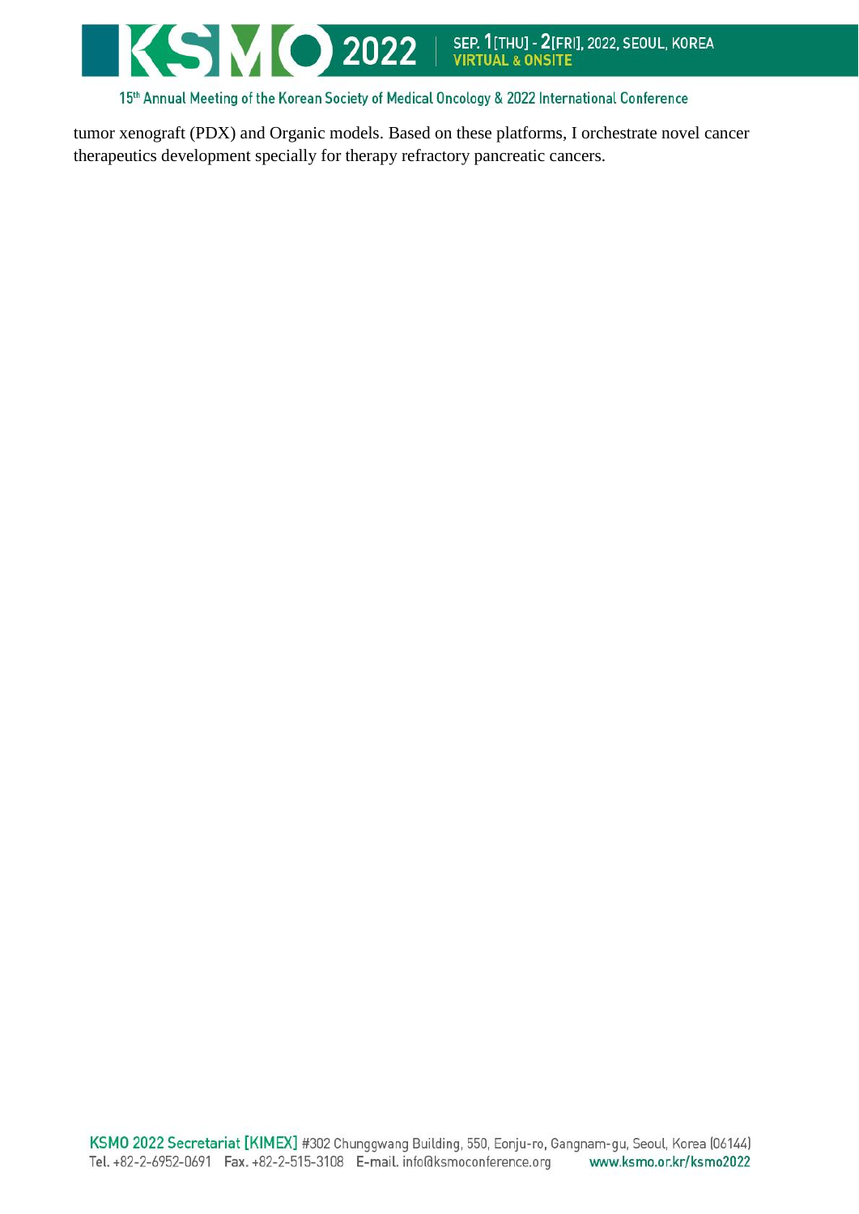tumor xenograft (PDX) and Organic models. Based on these platforms, I orchestrate novel cancer therapeutics development specially for therapy refractory pancreatic cancers.